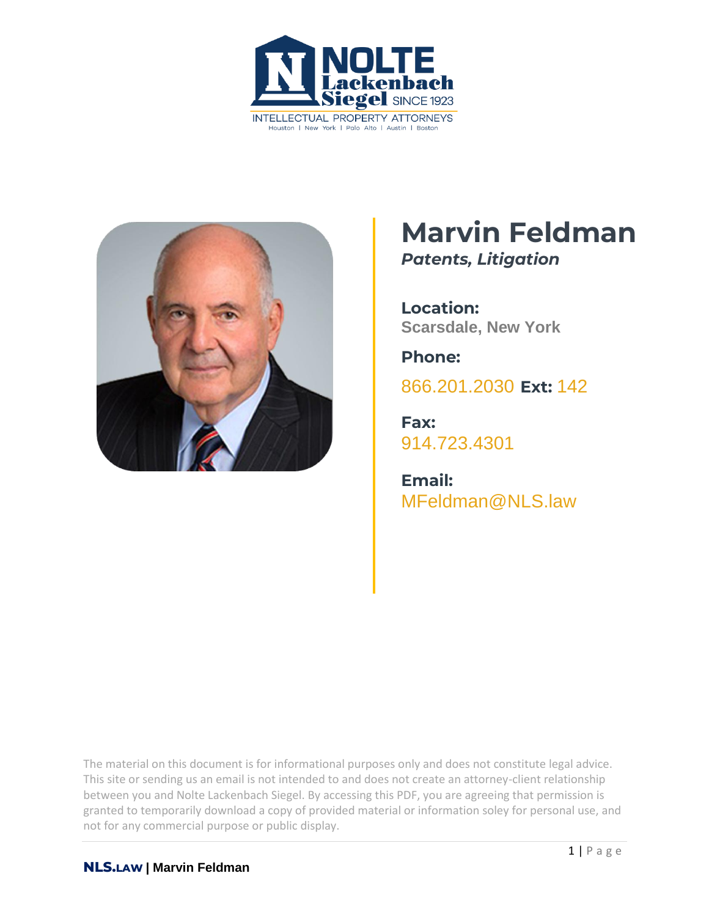# Marvin Feldman

***Patents, Litigation***

**Location:**
Scarsdale, New York

**Phone:**
866.201.2030 **Ext:** 142

**Fax:**
914.723.4301

**Email:**
MFeldman@NLS.law

The material on this document is for informational purposes only and does not constitute legal advice. This site or sending us an email is not intended to and does not create an attorney-client relationship between you and Nolte Lackenbach Siegel. By accessing this PDF, you are agreeing that permission is granted to temporarily download a copy of provided material or information soley for personal use, and not for any commercial purpose or public display.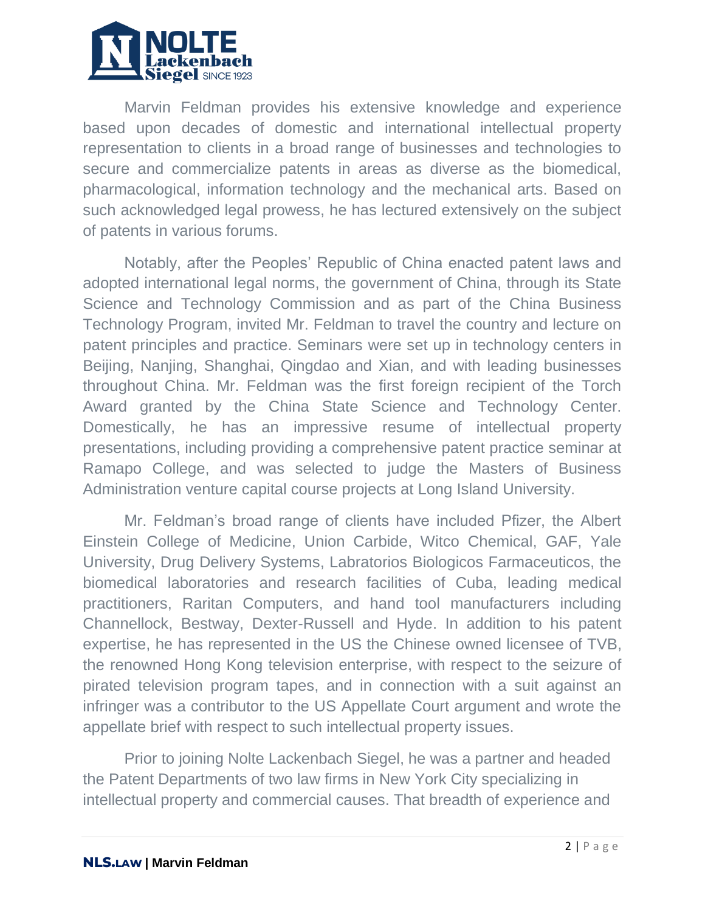Marvin Feldman provides his extensive knowledge and experience based upon decades of domestic and international intellectual property representation to clients in a broad range of businesses and technologies to secure and commercialize patents in areas as diverse as the biomedical, pharmacological, information technology and the mechanical arts. Based on such acknowledged legal prowess, he has lectured extensively on the subject of patents in various forums.

Notably, after the Peoples' Republic of China enacted patent laws and adopted international legal norms, the government of China, through its State Science and Technology Commission and as part of the China Business Technology Program, invited Mr. Feldman to travel the country and lecture on patent principles and practice. Seminars were set up in technology centers in Beijing, Nanjing, Shanghai, Qingdao and Xian, and with leading businesses throughout China. Mr. Feldman was the first foreign recipient of the Torch Award granted by the China State Science and Technology Center. Domestically, he has an impressive resume of intellectual property presentations, including providing a comprehensive patent practice seminar at Ramapo College, and was selected to judge the Masters of Business Administration venture capital course projects at Long Island University.

Mr. Feldman's broad range of clients have included Pfizer, the Albert Einstein College of Medicine, Union Carbide, Witco Chemical, GAF, Yale University, Drug Delivery Systems, Labratorios Biologicos Farmaceuticos, the biomedical laboratories and research facilities of Cuba, leading medical practitioners, Raritan Computers, and hand tool manufacturers including Channellock, Bestway, Dexter-Russell and Hyde. In addition to his patent expertise, he has represented in the US the Chinese owned licensee of TVB, the renowned Hong Kong television enterprise, with respect to the seizure of pirated television program tapes, and in connection with a suit against an infringer was a contributor to the US Appellate Court argument and wrote the appellate brief with respect to such intellectual property issues.

Prior to joining Nolte Lackenbach Siegel, he was a partner and headed the Patent Departments of two law firms in New York City specializing in intellectual property and commercial causes. That breadth of experience and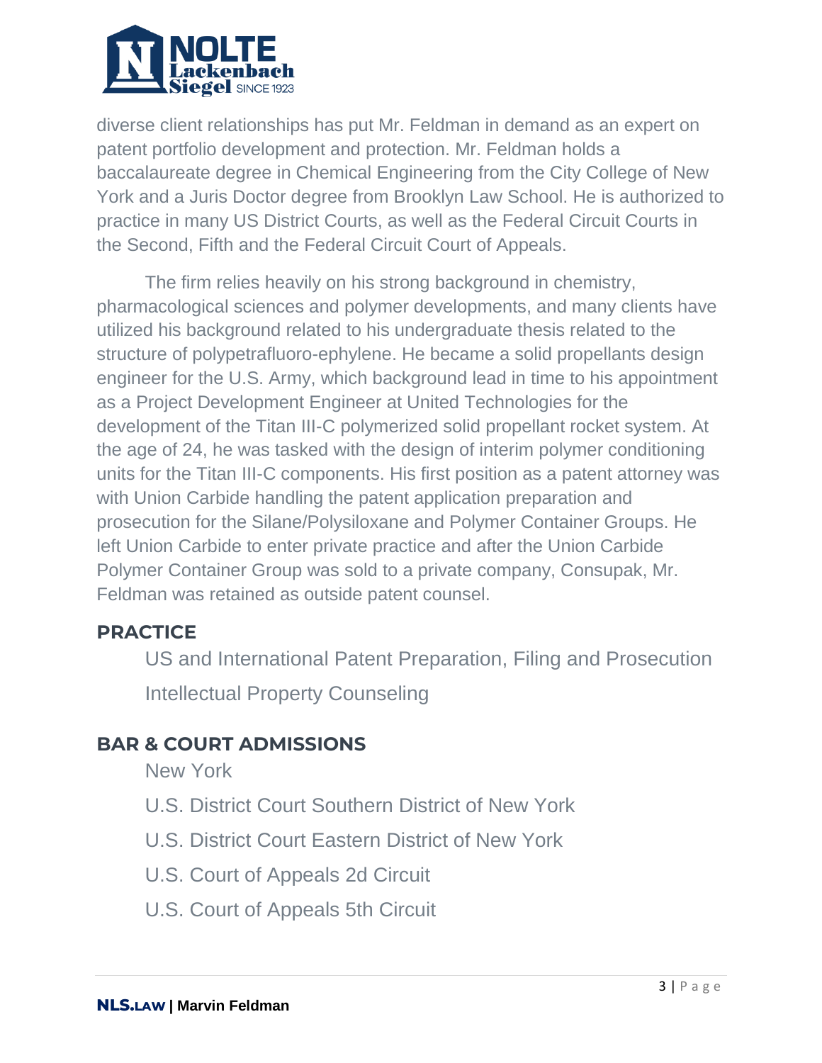diverse client relationships has put Mr. Feldman in demand as an expert on patent portfolio development and protection. Mr. Feldman holds a baccalaureate degree in Chemical Engineering from the City College of New York and a Juris Doctor degree from Brooklyn Law School. He is authorized to practice in many US District Courts, as well as the Federal Circuit Courts in the Second, Fifth and the Federal Circuit Court of Appeals.

The firm relies heavily on his strong background in chemistry, pharmacological sciences and polymer developments, and many clients have utilized his background related to his undergraduate thesis related to the structure of polypetrafluoro-ephylene. He became a solid propellants design engineer for the U.S. Army, which background lead in time to his appointment as a Project Development Engineer at United Technologies for the development of the Titan III-C polymerized solid propellant rocket system. At the age of 24, he was tasked with the design of interim polymer conditioning units for the Titan III-C components. His first position as a patent attorney was with Union Carbide handling the patent application preparation and prosecution for the Silane/Polysiloxane and Polymer Container Groups. He left Union Carbide to enter private practice and after the Union Carbide Polymer Container Group was sold to a private company, Consupak, Mr. Feldman was retained as outside patent counsel.

## PRACTICE

US and International Patent Preparation, Filing and Prosecution

Intellectual Property Counseling

## BAR & COURT ADMISSIONS

New York

U.S. District Court Southern District of New York

U.S. District Court Eastern District of New York

U.S. Court of Appeals 2d Circuit

U.S. Court of Appeals 5th Circuit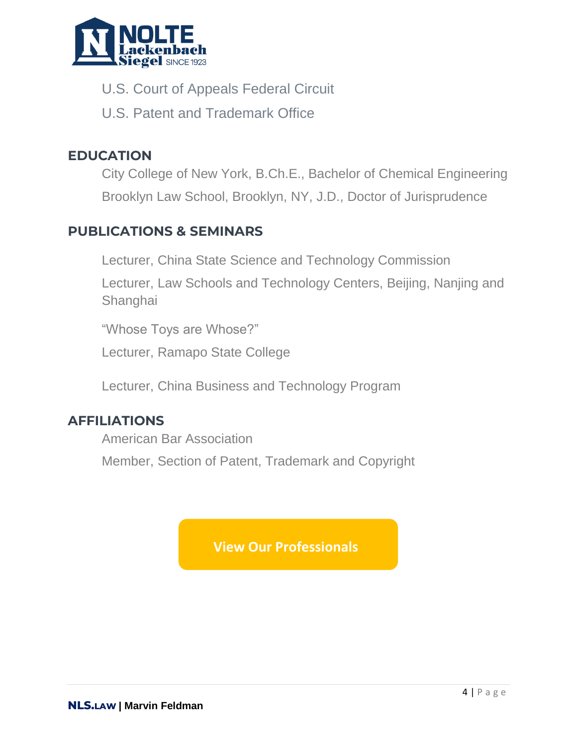U.S. Court of Appeals Federal Circuit

U.S. Patent and Trademark Office

## EDUCATION

City College of New York, B.Ch.E., Bachelor of Chemical Engineering

Brooklyn Law School, Brooklyn, NY, J.D., Doctor of Jurisprudence

## PUBLICATIONS & SEMINARS

Lecturer, China State Science and Technology Commission

Lecturer, Law Schools and Technology Centers, Beijing, Nanjing and Shanghai

"Whose Toys are Whose?"

Lecturer, Ramapo State College

Lecturer, China Business and Technology Program

## AFFILIATIONS

American Bar Association

Member, Section of Patent, Trademark and Copyright

**View Our Professionals**